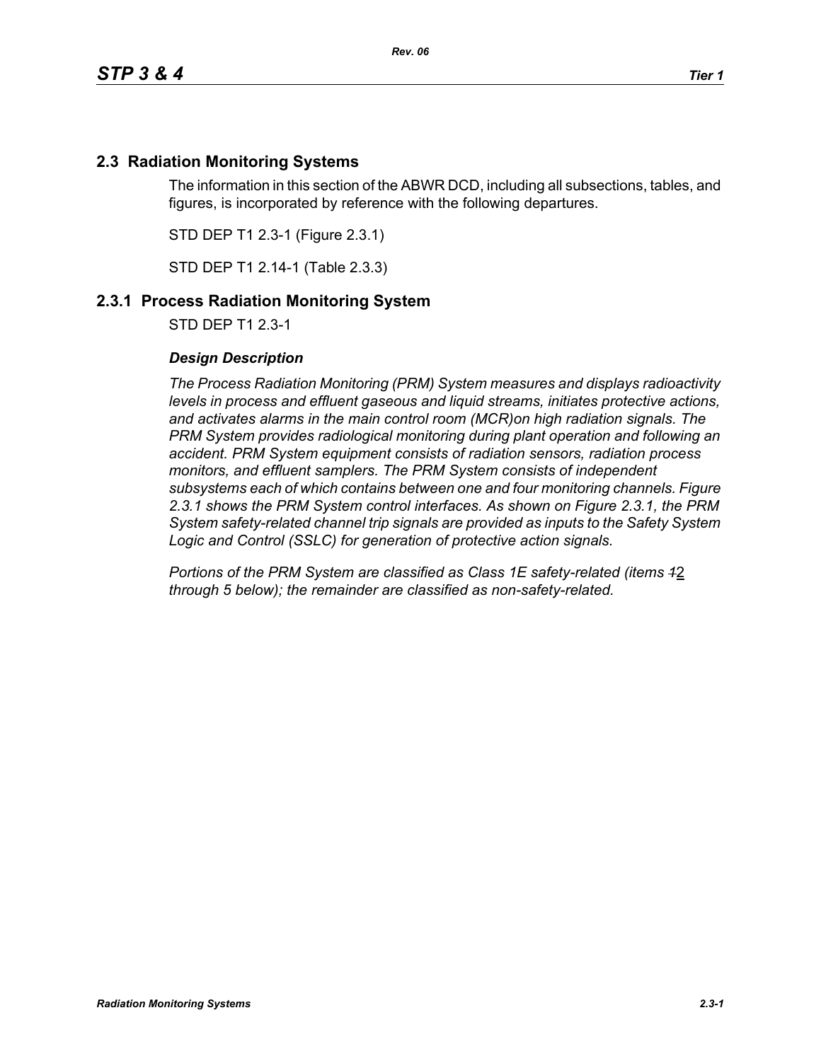## 2.3 Radiation Monitoring Systems

The information in this section of the ABWR DCD, including all subsections, tables, and figures, is incorporated by reference with the following departures.

STD DEP T1 2.3-1 (Figure 2.3.1)

STD DEP T1 2.14-1 (Table 2.3.3)

## 2.3.1 Process Radiation Monitoring System

STD DEP T1 2.3-1

### *Design Description*

*The Process Radiation Monitoring (PRM) System measures and displays radioactivity levels in process and effluent gaseous and liquid streams, initiates protective actions, and activates alarms in the main control room (MCR)on high radiation signals. The PRM System provides radiological monitoring during plant operation and following an accident. PRM System equipment consists of radiation sensors, radiation process monitors, and effluent samplers. The PRM System consists of independent subsystems each of which contains between one and four monitoring channels. Figure 2.3.1 shows the PRM System control interfaces. As shown on Figure 2.3.1, the PRM System safety-related channel trip signals are provided as inputs to the Safety System Logic and Control (SSLC) for generation of protective action signals.*

*Portions of the PRM System are classified as Class 1E safety-related (items ~~1~~2 through 5 below); the remainder are classified as non-safety-related.*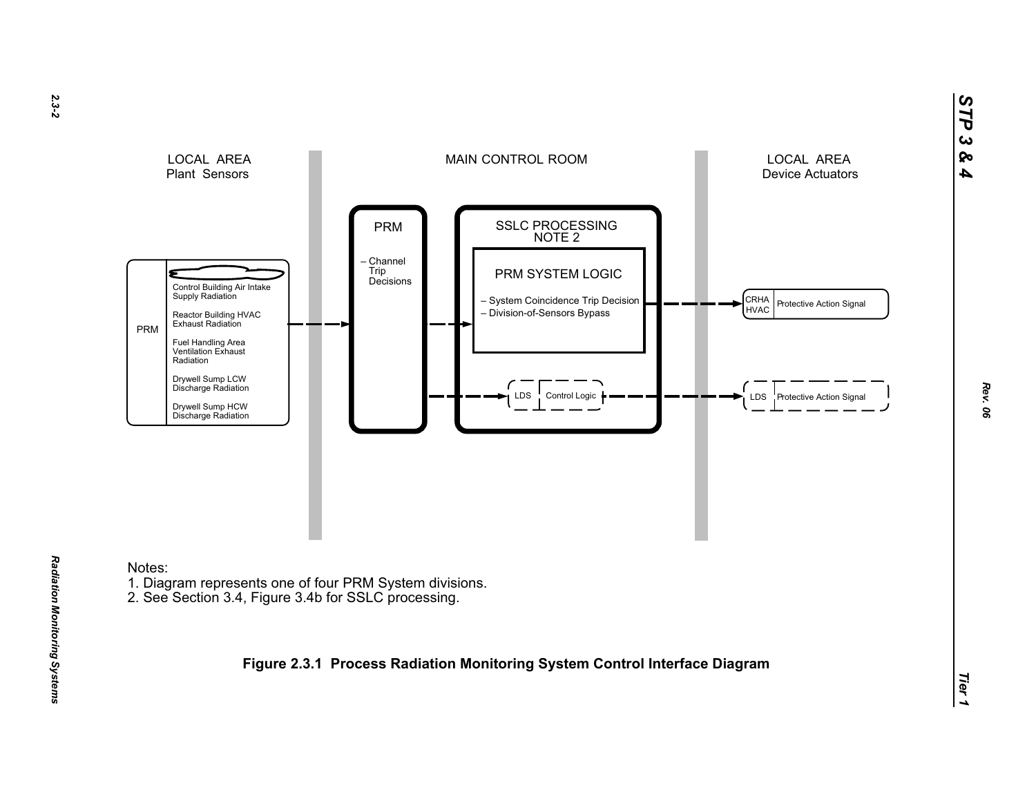LOCAL AREA
Plant Sensors

MAIN CONTROL ROOM

LOCAL AREA
Device Actuators

PRM

- Control Building Air Intake Supply Radiation
- Reactor Building HVAC Exhaust Radiation
- Fuel Handling Area Ventilation Exhaust Radiation
- Drywell Sump LCW Discharge Radiation
- Drywell Sump HCW Discharge Radiation

PRM

– Channel Trip Decisions

SSLC PROCESSING
NOTE 2

PRM SYSTEM LOGIC

– System Coincidence Trip Decision
– Division-of-Sensors Bypass

LDS | Control Logic

CRHA HVAC | Protective Action Signal

LDS | Protective Action Signal

Notes:
1. Diagram represents one of four PRM System divisions.
2. See Section 3.4, Figure 3.4b for SSLC processing.

**Figure 2.3.1 Process Radiation Monitoring System Control Interface Diagram**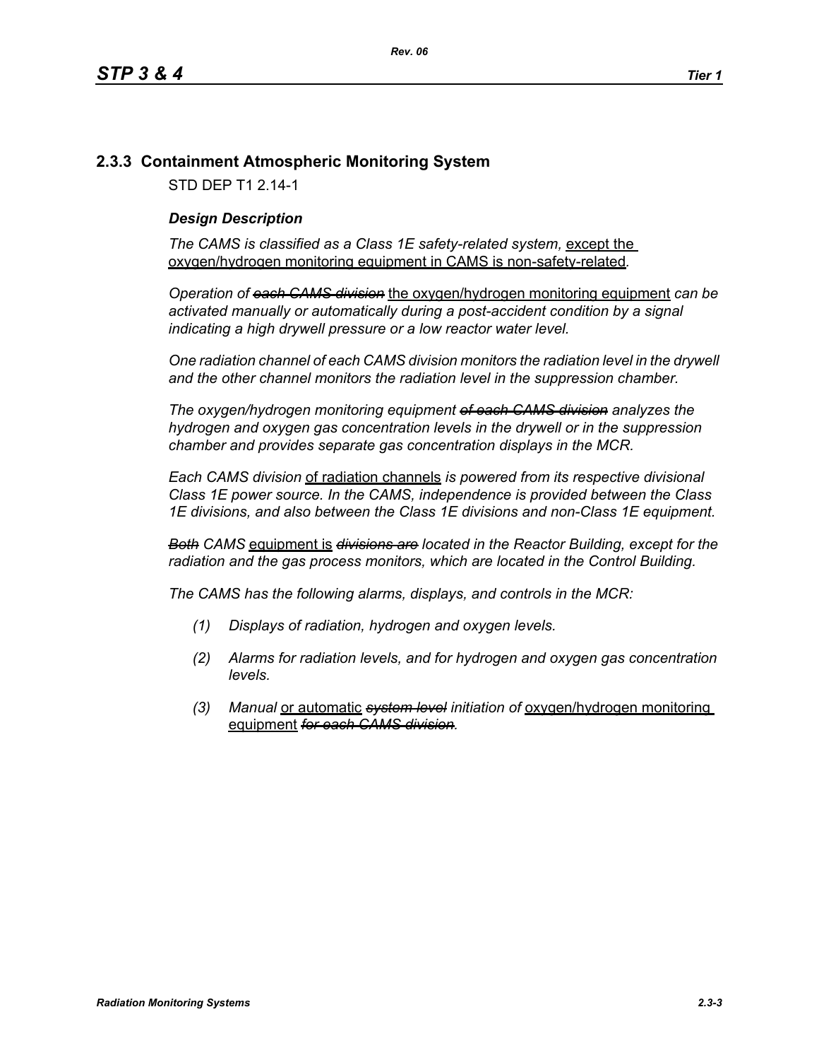## 2.3.3 Containment Atmospheric Monitoring System

STD DEP T1 2.14-1

***Design Description***

*The CAMS is classified as a Class 1E safety-related system,* <u>except the oxygen/hydrogen monitoring equipment in CAMS is non-safety-related</u>*.*

*Operation of* ~~*each CAMS division*~~ <u>the oxygen/hydrogen monitoring equipment</u> *can be activated manually or automatically during a post-accident condition by a signal indicating a high drywell pressure or a low reactor water level.*

*One radiation channel of each CAMS division monitors the radiation level in the drywell and the other channel monitors the radiation level in the suppression chamber.*

*The oxygen/hydrogen monitoring equipment* ~~*of each CAMS division*~~ *analyzes the hydrogen and oxygen gas concentration levels in the drywell or in the suppression chamber and provides separate gas concentration displays in the MCR.*

*Each CAMS division* <u>of radiation channels</u> *is powered from its respective divisional Class 1E power source. In the CAMS, independence is provided between the Class 1E divisions, and also between the Class 1E divisions and non-Class 1E equipment.*

~~*Both*~~ *CAMS* <u>equipment is</u> ~~*divisions are*~~ *located in the Reactor Building, except for the radiation and the gas process monitors, which are located in the Control Building.*

*The CAMS has the following alarms, displays, and controls in the MCR:*

*(1) Displays of radiation, hydrogen and oxygen levels.*

*(2) Alarms for radiation levels, and for hydrogen and oxygen gas concentration levels.*

*(3) Manual* <u>or automatic</u> ~~*system level*~~ *initiation of* <u>oxygen/hydrogen monitoring equipment</u> ~~*for each CAMS division*~~*.*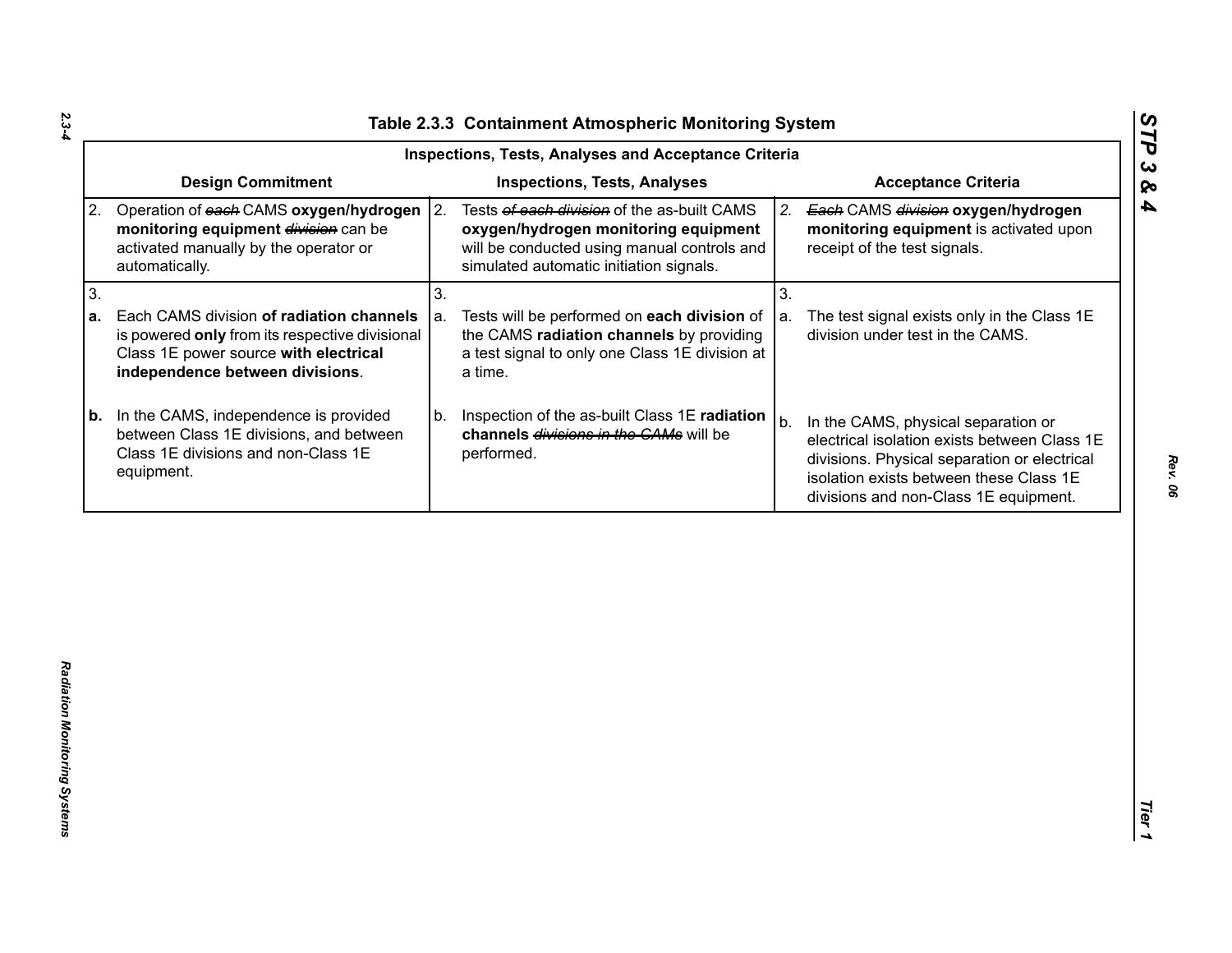## Table 2.3.3 Containment Atmospheric Monitoring System

| Inspections, Tests, Analyses and Acceptance Criteria | | |
|---|---|---|
| **Design Commitment** | **Inspections, Tests, Analyses** | **Acceptance Criteria** |
| 2. Operation of ~~each~~ CAMS **oxygen/hydrogen monitoring equipment** ~~division~~ can be activated manually by the operator or automatically. | 2. Tests ~~of each division~~ of the as-built CAMS **oxygen/hydrogen monitoring equipment** will be conducted using manual controls and simulated automatic initiation signals. | 2. ~~Each~~ CAMS ~~division~~ **oxygen/hydrogen monitoring equipment** is activated upon receipt of the test signals. |
| 3.<br>**a.** Each CAMS division **of radiation channels** is powered **only** from its respective divisional Class 1E power source **with electrical independence between divisions**. | 3.<br>a. Tests will be performed on **each division** of the CAMS **radiation channels** by providing a test signal to only one Class 1E division at a time. | 3.<br>a. The test signal exists only in the Class 1E division under test in the CAMS. |
| **b.** In the CAMS, independence is provided between Class 1E divisions, and between Class 1E divisions and non-Class 1E equipment. | b. Inspection of the as-built Class 1E **radiation channels** ~~divisions in the CAMs~~ will be performed. | b. In the CAMS, physical separation or electrical isolation exists between Class 1E divisions. Physical separation or electrical isolation exists between these Class 1E divisions and non-Class 1E equipment. |